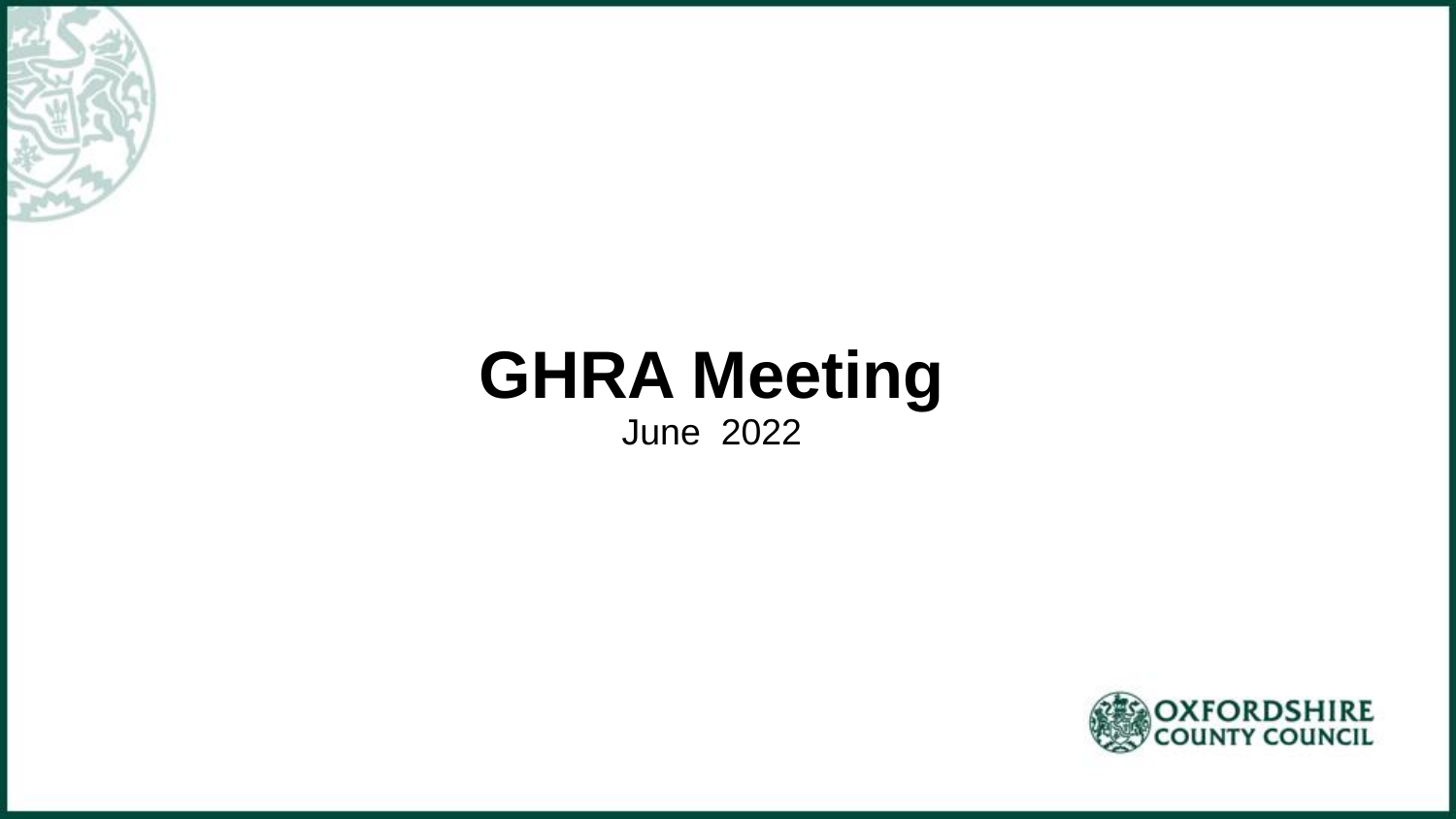# GHRA Meeting

June 2022

OXFORDSHIRE COUNTY COUNCIL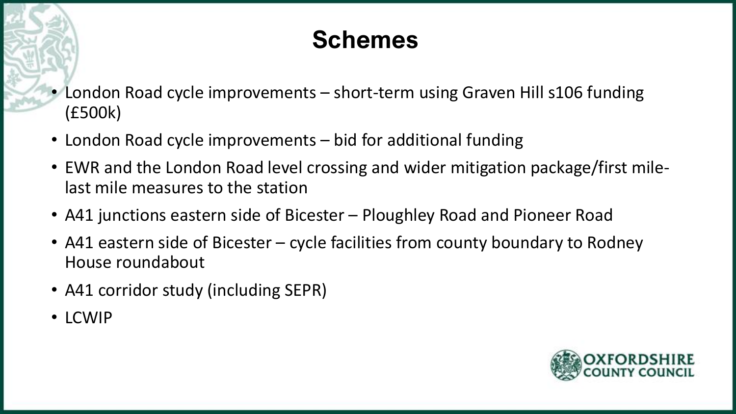# Schemes

- London Road cycle improvements – short-term using Graven Hill s106 funding (£500k)
- London Road cycle improvements – bid for additional funding
- EWR and the London Road level crossing and wider mitigation package/first mile-last mile measures to the station
- A41 junctions eastern side of Bicester – Ploughley Road and Pioneer Road
- A41 eastern side of Bicester – cycle facilities from county boundary to Rodney House roundabout
- A41 corridor study (including SEPR)
- LCWIP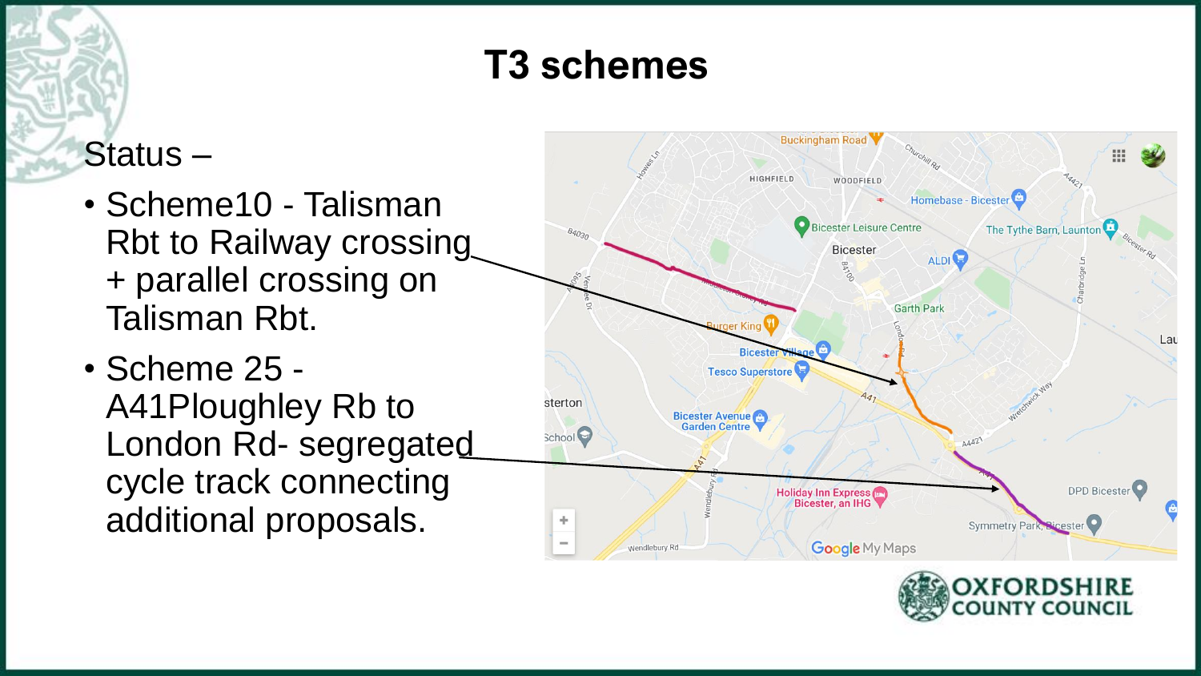# T3 schemes

Status –

- Scheme10 - Talisman Rbt to Railway crossing + parallel crossing on Talisman Rbt.
- Scheme 25 - A41Ploughley Rb to London Rd- segregated cycle track connecting additional proposals.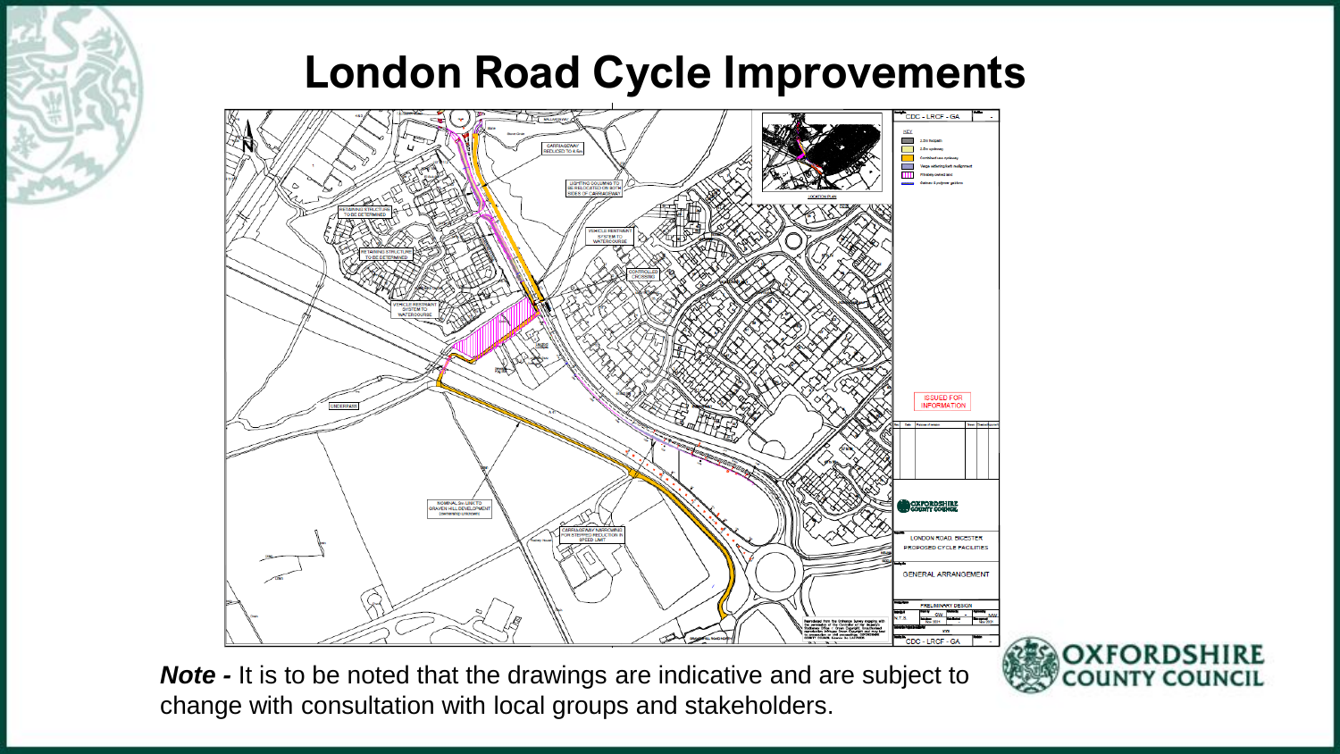# London Road Cycle Improvements

***Note -*** It is to be noted that the drawings are indicative and are subject to change with consultation with local groups and stakeholders.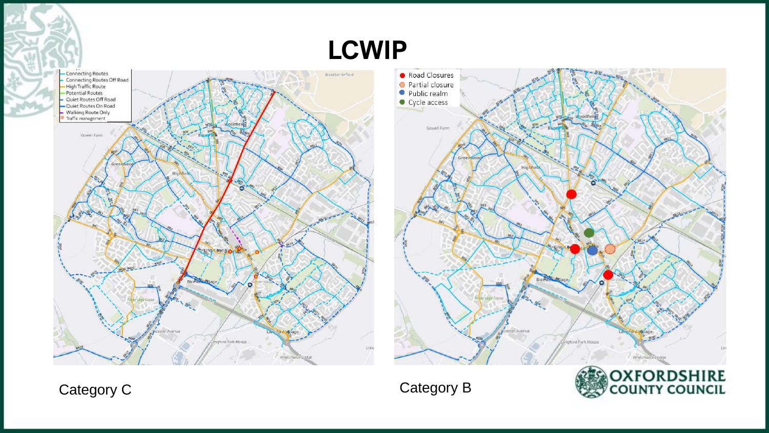# LCWIP

- Connecting Routes
- Connecting Routes Off Road
- High Traffic Route
- Potential Routes
- Quiet Routes Off Road
- Quiet Routes On Road
- Walking Route Only
- Traffic management

- Road Closures
- Partial closure
- Public realm
- Cycle access

Category C

Category B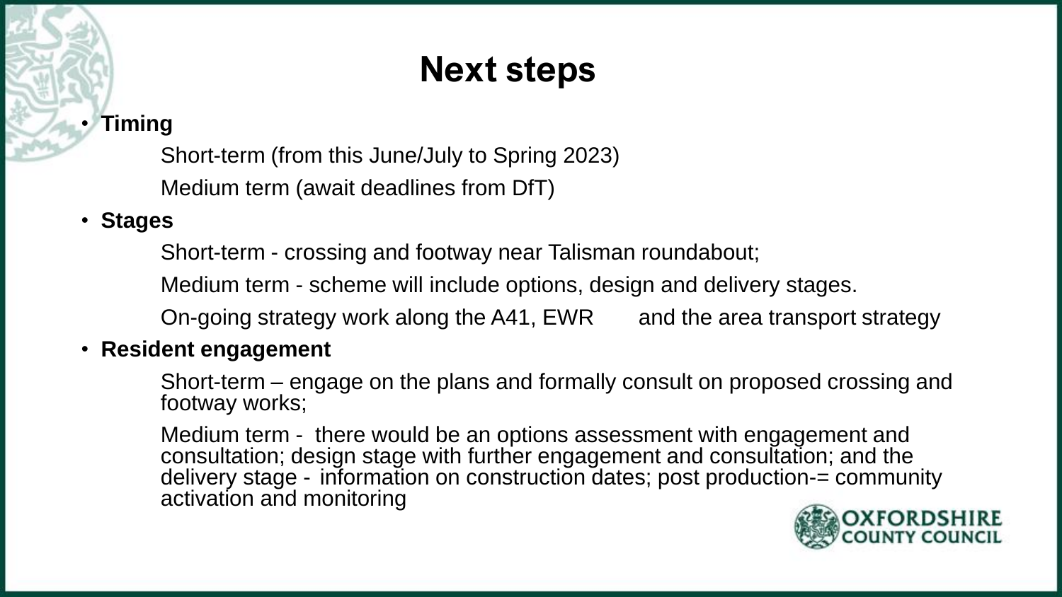# Next steps

- **Timing**

  Short-term (from this June/July to Spring 2023)

  Medium term (await deadlines from DfT)

- **Stages**

  Short-term - crossing and footway near Talisman roundabout;

  Medium term - scheme will include options, design and delivery stages.

  On-going strategy work along the A41, EWR and the area transport strategy

- **Resident engagement**

  Short-term – engage on the plans and formally consult on proposed crossing and footway works;

  Medium term - there would be an options assessment with engagement and consultation; design stage with further engagement and consultation; and the delivery stage - information on construction dates; post production-= community activation and monitoring

OXFORDSHIRE COUNTY COUNCIL